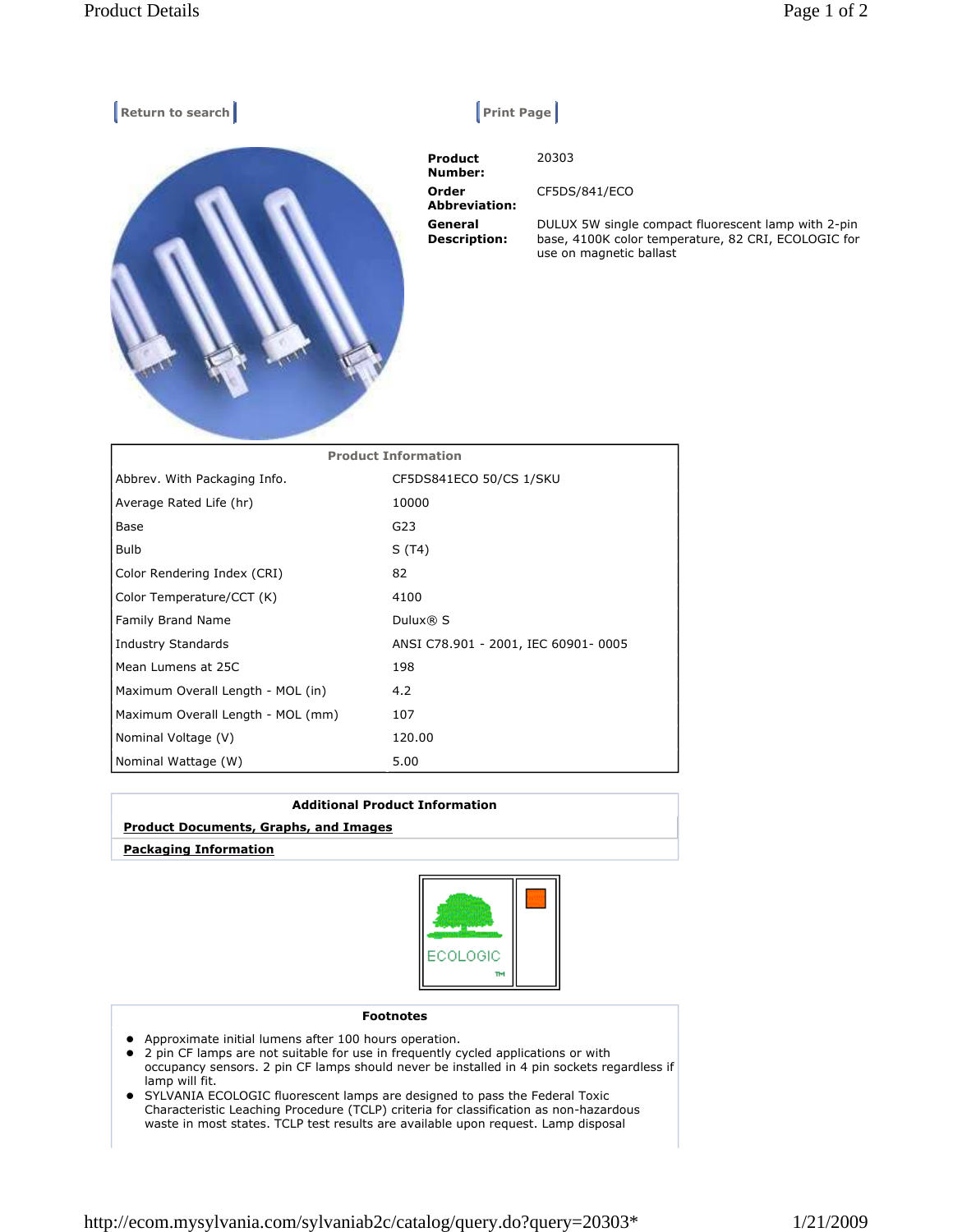Return to search | Print Page

| | |
|---|---|
| **Product Number:** | 20303 |
| **Order Abbreviation:** | CF5DS/841/ECO |
| **General Description:** | DULUX 5W single compact fluorescent lamp with 2-pin base, 4100K color temperature, 82 CRI, ECOLOGIC for use on magnetic ballast |

| Product Information | |
|---|---|
| Abbrev. With Packaging Info. | CF5DS841ECO 50/CS 1/SKU |
| Average Rated Life (hr) | 10000 |
| Base | G23 |
| Bulb | S (T4) |
| Color Rendering Index (CRI) | 82 |
| Color Temperature/CCT (K) | 4100 |
| Family Brand Name | Dulux® S |
| Industry Standards | ANSI C78.901 - 2001, IEC 60901- 0005 |
| Mean Lumens at 25C | 198 |
| Maximum Overall Length - MOL (in) | 4.2 |
| Maximum Overall Length - MOL (mm) | 107 |
| Nominal Voltage (V) | 120.00 |
| Nominal Wattage (W) | 5.00 |

**Additional Product Information**

**Product Documents, Graphs, and Images**

**Packaging Information**

ECOLOGIC ™

**Footnotes**

- Approximate initial lumens after 100 hours operation.
- 2 pin CF lamps are not suitable for use in frequently cycled applications or with occupancy sensors. 2 pin CF lamps should never be installed in 4 pin sockets regardless if lamp will fit.
- SYLVANIA ECOLOGIC fluorescent lamps are designed to pass the Federal Toxic Characteristic Leaching Procedure (TCLP) criteria for classification as non-hazardous waste in most states. TCLP test results are available upon request. Lamp disposal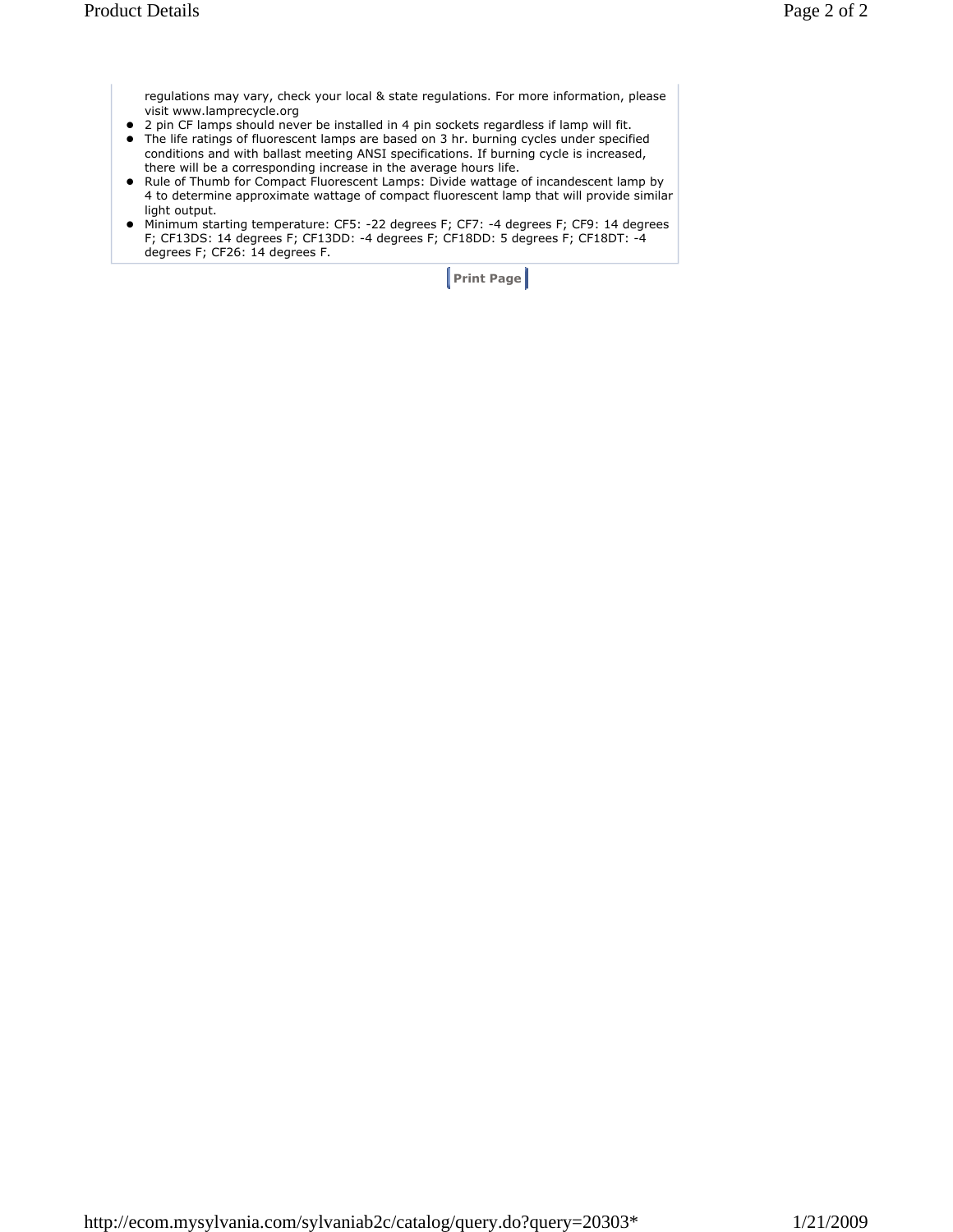regulations may vary, check your local & state regulations. For more information, please visit www.lamprecycle.org

- 2 pin CF lamps should never be installed in 4 pin sockets regardless if lamp will fit.
- The life ratings of fluorescent lamps are based on 3 hr. burning cycles under specified conditions and with ballast meeting ANSI specifications. If burning cycle is increased, there will be a corresponding increase in the average hours life.
- Rule of Thumb for Compact Fluorescent Lamps: Divide wattage of incandescent lamp by 4 to determine approximate wattage of compact fluorescent lamp that will provide similar light output.
- Minimum starting temperature: CF5: -22 degrees F; CF7: -4 degrees F; CF9: 14 degrees F; CF13DS: 14 degrees F; CF13DD: -4 degrees F; CF18DD: 5 degrees F; CF18DT: -4 degrees F; CF26: 14 degrees F.

Print Page